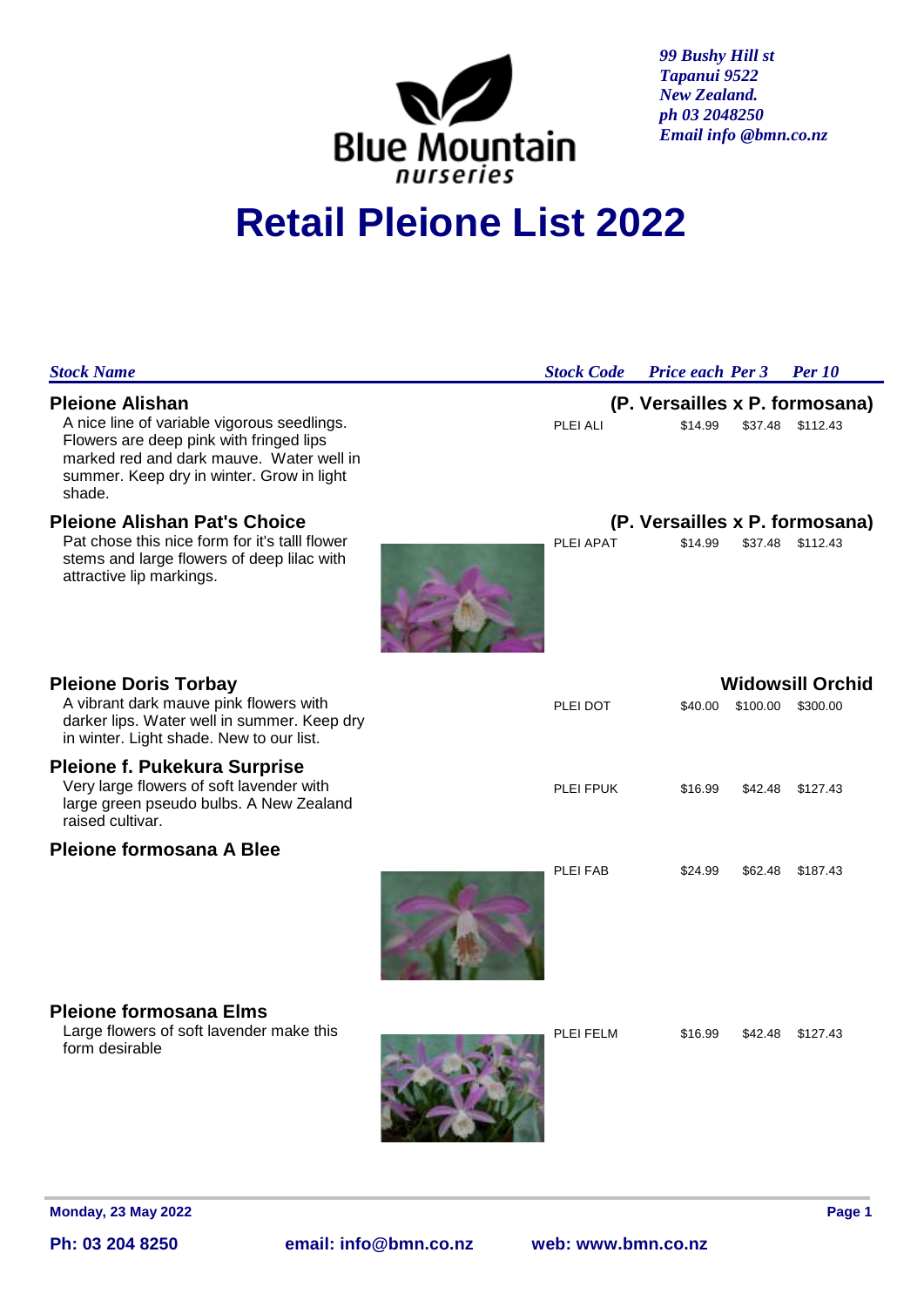Blue Mountain nurseries

*99 Bushy Hill st*
*Tapanui 9522*
*New Zealand.*
*ph 03 2048250*
*Email info @bmn.co.nz*

# Retail Pleione List 2022

| *Stock Name* | *Stock Code* | *Price each* | *Per 3* | *Per 10* |
|---|---|---|---|---|
| **Pleione Alishan** **(P. Versailles x P. formosana)** A nice line of variable vigorous seedlings. Flowers are deep pink with fringed lips marked red and dark mauve. Water well in summer. Keep dry in winter. Grow in light shade. | PLEI ALI | $14.99 | $37.48 | $112.43 |
| **Pleione Alishan Pat's Choice** **(P. Versailles x P. formosana)** Pat chose this nice form for it's talll flower stems and large flowers of deep lilac with attractive lip markings. | PLEI APAT | $14.99 | $37.48 | $112.43 |
| **Pleione Doris Torbay** **Widowsill Orchid** A vibrant dark mauve pink flowers with darker lips. Water well in summer. Keep dry in winter. Light shade. New to our list. | PLEI DOT | $40.00 | $100.00 | $300.00 |
| **Pleione f. Pukekura Surprise** Very large flowers of soft lavender with large green pseudo bulbs. A New Zealand raised cultivar. | PLEI FPUK | $16.99 | $42.48 | $127.43 |
| **Pleione formosana A Blee** | PLEI FAB | $24.99 | $62.48 | $187.43 |
| **Pleione formosana Elms** Large flowers of soft lavender make this form desirable | PLEI FELM | $16.99 | $42.48 | $127.43 |

**Monday, 23 May 2022**

**Ph: 03 204 8250** **email: info@bmn.co.nz** **web: www.bmn.co.nz**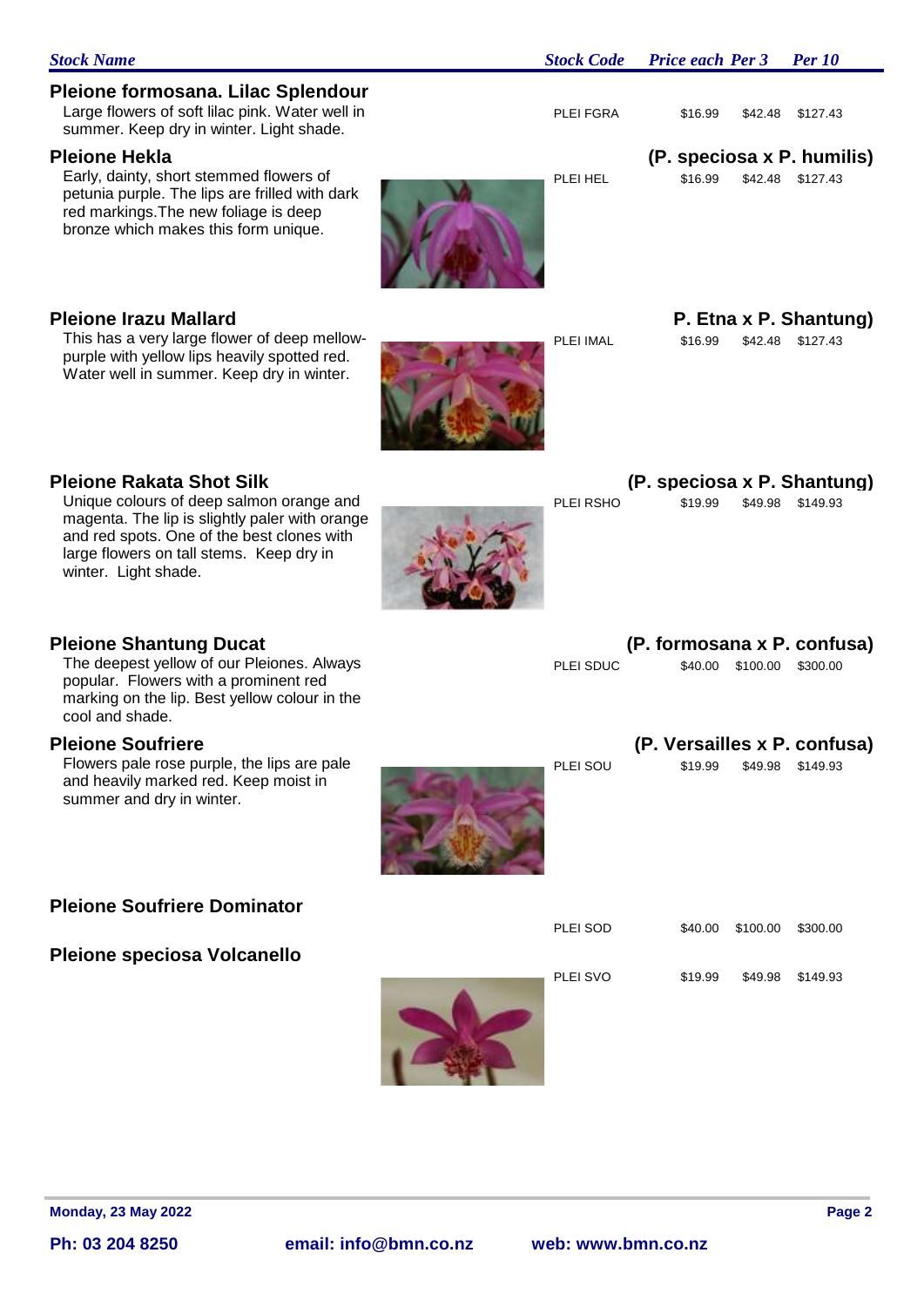| Stock Name | Stock Code | Price each | Per 3 | Per 10 |
| --- | --- | --- | --- | --- |
| **Pleione formosana. Lilac Splendour**<br>Large flowers of soft lilac pink. Water well in summer. Keep dry in winter. Light shade. | PLEI FGRA | $16.99 | $42.48 | $127.43 |
| **Pleione Hekla** **(P. speciosa x P. humilis)**<br>Early, dainty, short stemmed flowers of petunia purple. The lips are frilled with dark red markings.The new foliage is deep bronze which makes this form unique. | PLEI HEL | $16.99 | $42.48 | $127.43 |
| **Pleione Irazu Mallard** **P. Etna x P. Shantung)**<br>This has a very large flower of deep mellow-purple with yellow lips heavily spotted red. Water well in summer. Keep dry in winter. | PLEI IMAL | $16.99 | $42.48 | $127.43 |
| **Pleione Rakata Shot Silk** **(P. speciosa x P. Shantung)**<br>Unique colours of deep salmon orange and magenta. The lip is slightly paler with orange and red spots. One of the best clones with large flowers on tall stems. Keep dry in winter. Light shade. | PLEI RSHO | $19.99 | $49.98 | $149.93 |
| **Pleione Shantung Ducat** **(P. formosana x P. confusa)**<br>The deepest yellow of our Pleiones. Always popular. Flowers with a prominent red marking on the lip. Best yellow colour in the cool and shade. | PLEI SDUC | $40.00 | $100.00 | $300.00 |
| **Pleione Soufriere** **(P. Versailles x P. confusa)**<br>Flowers pale rose purple, the lips are pale and heavily marked red. Keep moist in summer and dry in winter. | PLEI SOU | $19.99 | $49.98 | $149.93 |
| **Pleione Soufriere Dominator** | PLEI SOD | $40.00 | $100.00 | $300.00 |
| **Pleione speciosa Volcanello** | PLEI SVO | $19.99 | $49.98 | $149.93 |

Monday, 23 May 2022

Ph: 03 204 8250 email: info@bmn.co.nz web: www.bmn.co.nz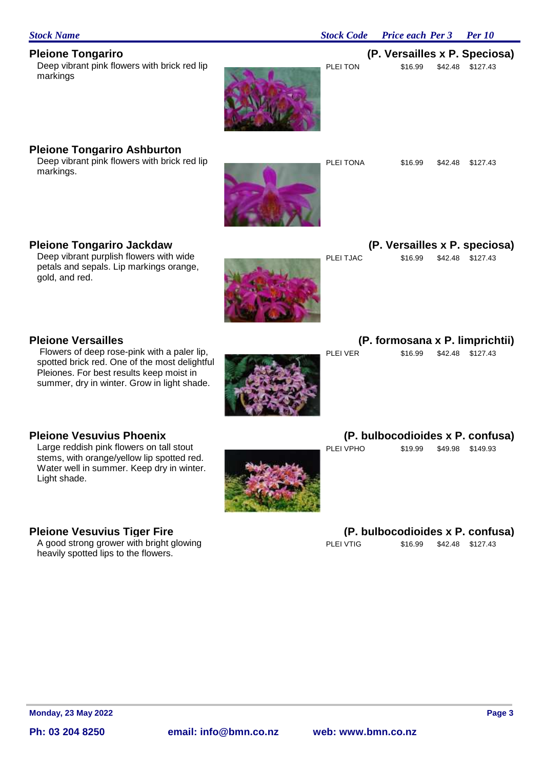| *Stock Name* | *Stock Code* | *Price each* | *Per 3* | *Per 10* |
|---|---|---|---|---|

## Pleione Tongariro

**(P. Versailles x P. Speciosa)**

Deep vibrant pink flowers with brick red lip markings

| PLEI TON | $16.99 | $42.48 | $127.43 |
|---|---|---|---|

## Pleione Tongariro Ashburton

Deep vibrant pink flowers with brick red lip markings.

| PLEI TONA | $16.99 | $42.48 | $127.43 |
|---|---|---|---|

## Pleione Tongariro Jackdaw

**(P. Versailles x P. speciosa)**

Deep vibrant purplish flowers with wide petals and sepals. Lip markings orange, gold, and red.

| PLEI TJAC | $16.99 | $42.48 | $127.43 |
|---|---|---|---|

## Pleione Versailles

**(P. formosana x P. limprichtii)**

Flowers of deep rose-pink with a paler lip, spotted brick red. One of the most delightful Pleiones. For best results keep moist in summer, dry in winter. Grow in light shade.

| PLEI VER | $16.99 | $42.48 | $127.43 |
|---|---|---|---|

## Pleione Vesuvius Phoenix

**(P. bulbocodioides x P. confusa)**

Large reddish pink flowers on tall stout stems, with orange/yellow lip spotted red. Water well in summer. Keep dry in winter. Light shade.

| PLEI VPHO | $19.99 | $49.98 | $149.93 |
|---|---|---|---|

## Pleione Vesuvius Tiger Fire

**(P. bulbocodioides x P. confusa)**

A good strong grower with bright glowing heavily spotted lips to the flowers.

| PLEI VTIG | $16.99 | $42.48 | $127.43 |
|---|---|---|---|

**Monday, 23 May 2022**

**Ph: 03 204 8250** **email: info@bmn.co.nz** **web: www.bmn.co.nz**